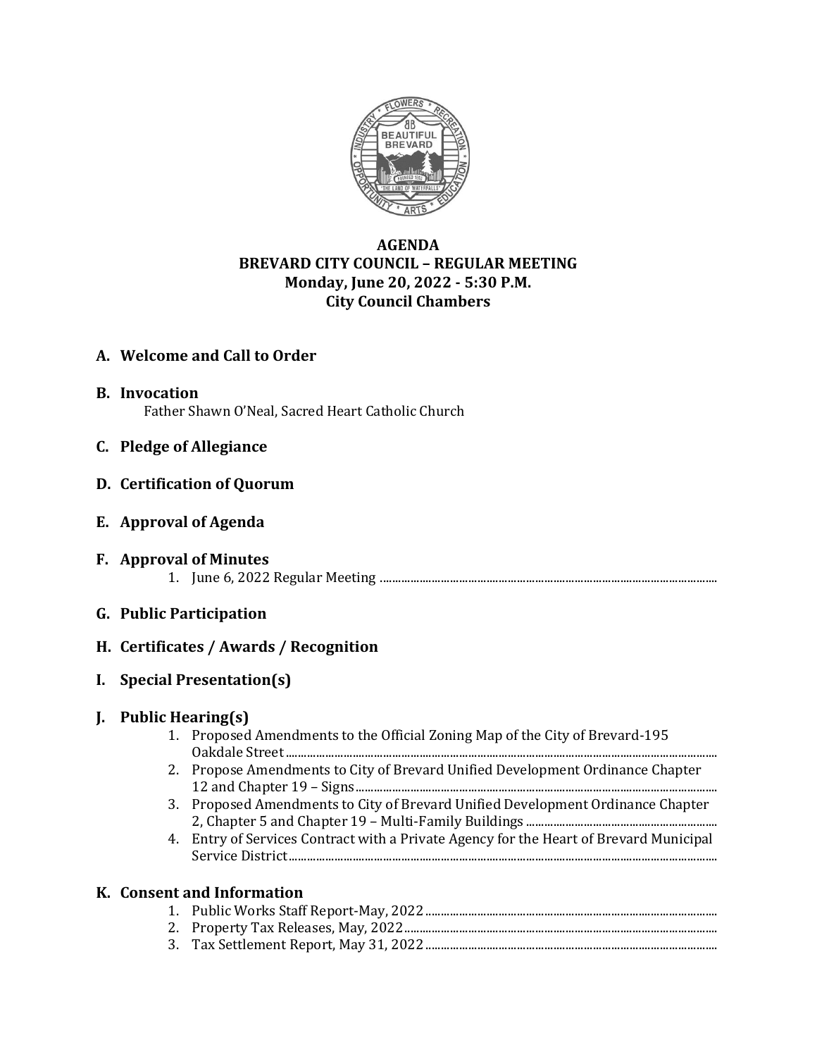# AGENDA
## BREVARD CITY COUNCIL – REGULAR MEETING
**Monday, June 20, 2022 - 5:30 P.M.**
**City Council Chambers**

## A. Welcome and Call to Order

## B. Invocation
Father Shawn O'Neal, Sacred Heart Catholic Church

## C. Pledge of Allegiance

## D. Certification of Quorum

## E. Approval of Agenda

## F. Approval of Minutes
1. June 6, 2022 Regular Meeting

## G. Public Participation

## H. Certificates / Awards / Recognition

## I. Special Presentation(s)

## J. Public Hearing(s)
1. Proposed Amendments to the Official Zoning Map of the City of Brevard-195 Oakdale Street
2. Propose Amendments to City of Brevard Unified Development Ordinance Chapter 12 and Chapter 19 – Signs
3. Proposed Amendments to City of Brevard Unified Development Ordinance Chapter 2, Chapter 5 and Chapter 19 – Multi-Family Buildings
4. Entry of Services Contract with a Private Agency for the Heart of Brevard Municipal Service District

## K. Consent and Information
1. Public Works Staff Report-May, 2022
2. Property Tax Releases, May, 2022
3. Tax Settlement Report, May 31, 2022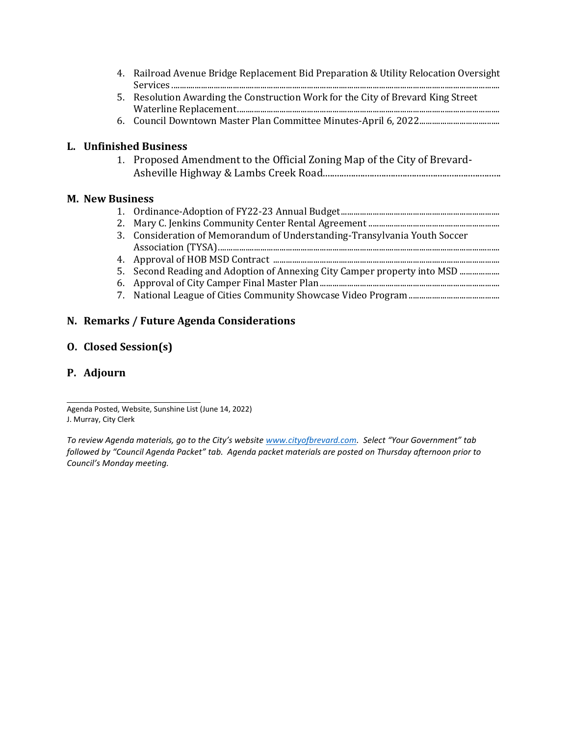4. Railroad Avenue Bridge Replacement Bid Preparation & Utility Relocation Oversight Services
5. Resolution Awarding the Construction Work for the City of Brevard King Street Waterline Replacement
6. Council Downtown Master Plan Committee Minutes-April 6, 2022

## L. Unfinished Business

1. Proposed Amendment to the Official Zoning Map of the City of Brevard-Asheville Highway & Lambs Creek Road

## M. New Business

1. Ordinance-Adoption of FY22-23 Annual Budget
2. Mary C. Jenkins Community Center Rental Agreement
3. Consideration of Memorandum of Understanding-Transylvania Youth Soccer Association (TYSA)
4. Approval of HOB MSD Contract
5. Second Reading and Adoption of Annexing City Camper property into MSD
6. Approval of City Camper Final Master Plan
7. National League of Cities Community Showcase Video Program

## N. Remarks / Future Agenda Considerations

## O. Closed Session(s)

## P. Adjourn

---

Agenda Posted, Website, Sunshine List (June 14, 2022)
J. Murray, City Clerk

*To review Agenda materials, go to the City's website [www.cityofbrevard.com](www.cityofbrevard.com). Select "Your Government" tab followed by "Council Agenda Packet" tab. Agenda packet materials are posted on Thursday afternoon prior to Council's Monday meeting.*